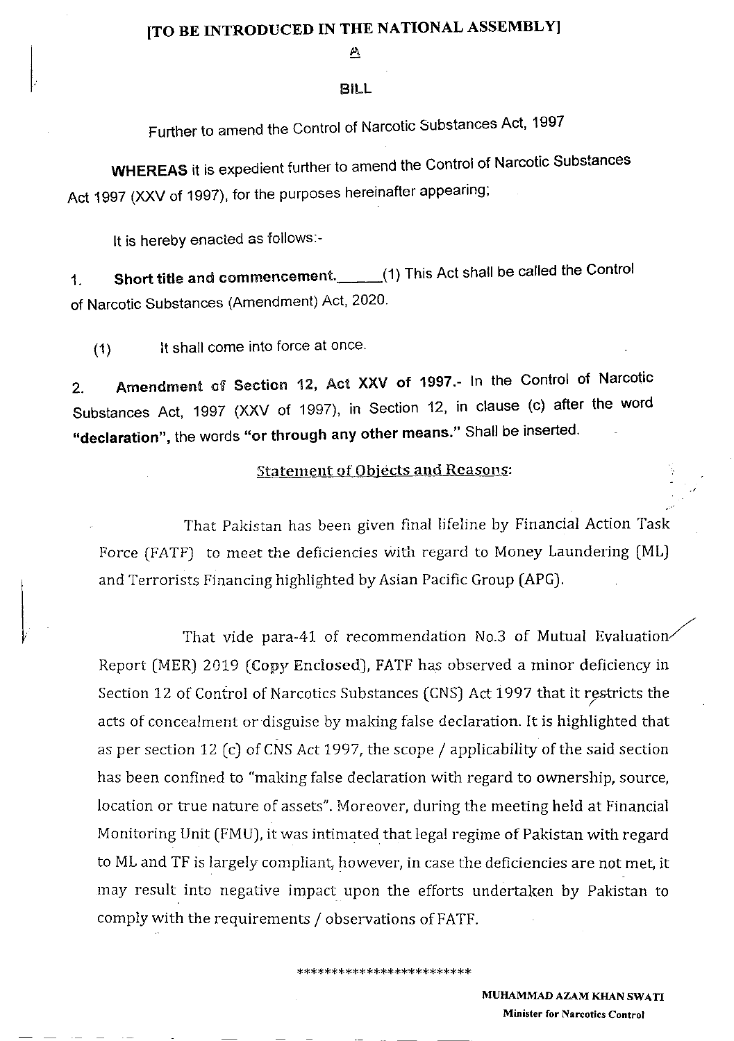# [TO BE INTRODUCED IN THE NATIONAL ASSEMBLY]

A

## BILL

Further to amend the Control of Narcotic Substances Act, 1997

**WHEREAS** it is expedient further to amend the Control of Narcotic Substances Act 1997 (XXV of 1997), for the purposes hereinafter appearing;

It is hereby enacted as follows:-

1. **Short title and commencement.**\_\_\_\_\_\_(1) This Act shall be called the Control of Narcotic Substances (Amendment) Act, 2020.

   (1) It shall come into force at once.

2. **Amendment of Section 12, Act XXV of 1997.**- In the Control of Narcotic Substances Act, 1997 (XXV of 1997), in Section 12, in clause (c) after the word **"declaration"**, the words **"or through any other means."** Shall be inserted.

### Statement of Objects and Reasons:

That Pakistan has been given final lifeline by Financial Action Task Force (FATF) to meet the deficiencies with regard to Money Laundering (ML) and Terrorists Financing highlighted by Asian Pacific Group (APG).

That vide para-41 of recommendation No.3 of Mutual Evaluation Report (MER) 2019 (Copy Enclosed), FATF has observed a minor deficiency in Section 12 of Control of Narcotics Substances (CNS) Act 1997 that it restricts the acts of concealment or disguise by making false declaration. It is highlighted that as per section 12 (c) of CNS Act 1997, the scope / applicability of the said section has been confined to "making false declaration with regard to ownership, source, location or true nature of assets". Moreover, during the meeting held at Financial Monitoring Unit (FMU), it was intimated that legal regime of Pakistan with regard to ML and TF is largely compliant, however, in case the deficiencies are not met, it may result into negative impact upon the efforts undertaken by Pakistan to comply with the requirements / observations of FATF.

\*\*\*\*\*\*\*\*\*\*\*\*\*\*\*\*\*\*\*\*\*\*\*\*\*

**MUHAMMAD AZAM KHAN SWATI**
**Minister for Narcotics Control**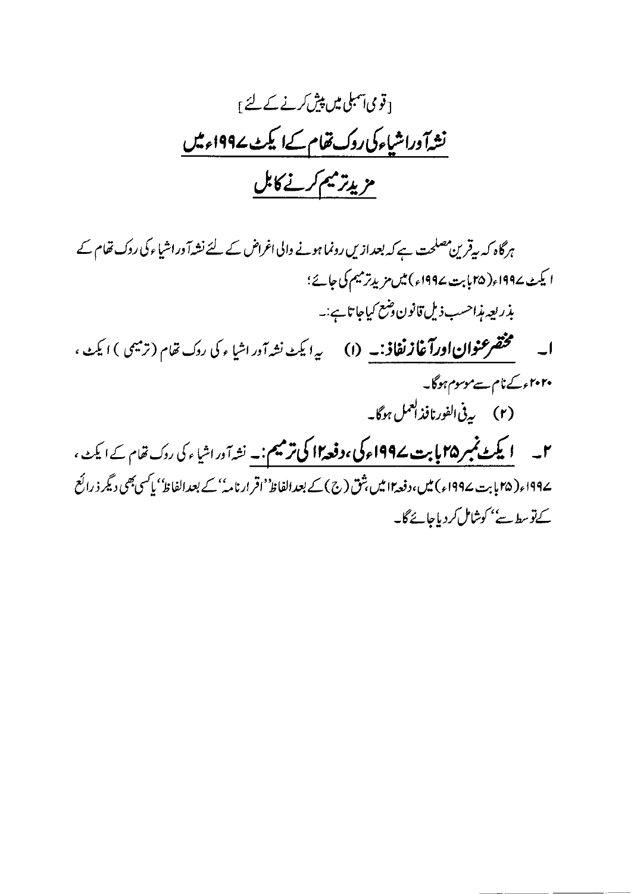[قومی اسمبلی میں پیش کرنے کے لئے]

## نشہ آور اشیاء کی روک تھام کے ایکٹ ۱۹۹۷ء میں مزید ترمیم کرنے کا بل

ہرگاہ کہ یہ قرین مصلحت ہے کہ بعد ازیں رونما ہونے والی اغراض کے لئے نشہ آور اشیاء کی روک تھام کے ایکٹ ۱۹۹۷ء (۲۵ بابت ۱۹۹۷ء) میں مزید ترمیم کی جائے؛

بذریعہ ہذا حسب ذیل قانون وضع کیا جاتا ہے:۔

۱۔ **مختصر عنوان اور آغاز نفاذ:۔** (۱) یہ ایکٹ نشہ آور اشیاء کی روک تھام (ترمیمی) ایکٹ، ۲۰۲۰ء کے نام سے موسوم ہوگا۔

(۲) یہ فی الفور نافذ العمل ہوگا۔

۲۔ **ایکٹ نمبر ۲۵ بابت ۱۹۹۷ء کی، دفعہ ۱۲ کی ترمیم:۔** نشہ آور اشیاء کی روک تھام کے ایکٹ، ۱۹۹۷ء (۲۵ بابت ۱۹۹۷ء) میں، دفعہ ۱۲ میں، شق (ج) کے بعد الفاظ ''اقرارنامہ'' کے بعد الفاظ ''یا کسی بھی دیگر ذرائع کے توسط سے'' کو شامل کر دیا جائے گا۔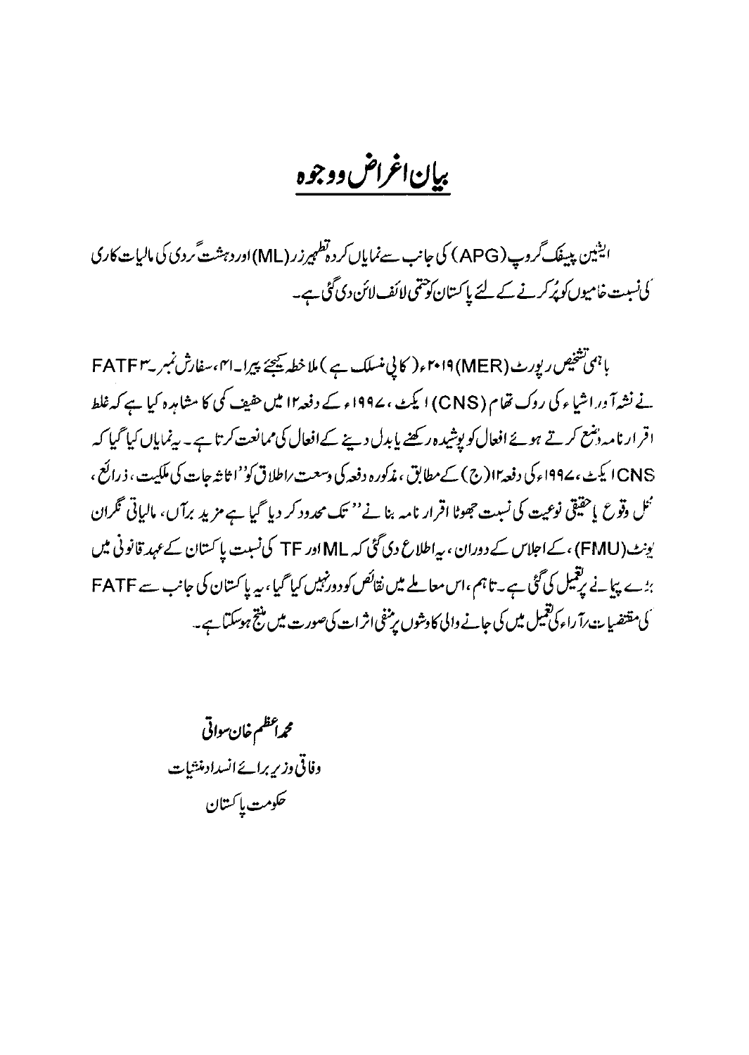# بیان اغراض ووجوہ

ایشین پیسفک گروپ (APG) کی جانب سے نمایاں کردہ تطہیر زر (ML) اور دہشت گردی کی مالیات کاری کی نسبت خامیوں کو پُر کرنے کے لئے پاکستان کو حتمی لائف لائن دی گئی ہے۔

باہمی تشخیص رپورٹ (MER) ۲۰۱۹ء (کاپی منسلک ہے) ملاحظہ کیجئے پیرا۔۱۲۱، سفارش نمبر۔۳ FATF نے نشہ آور اشیاء کی روک تھام (CNS) ایکٹ، ۱۹۹۷ء کے دفعہ ۱۲ میں خفیف کمی کا مشاہدہ کیا ہے کہ غلط اقرار نامہ ضمن کرتے ہوئے افعال کو پوشیدہ رکھنے یا بدل دینے کے افعال کی ممانعت کرتا ہے۔ یہ نمایاں کیا گیا کہ CNS ایکٹ، ۱۹۹۷ء کی دفعہ ۱۲(ج) کے مطابق، مذکورہ دفعہ کی وسعت/اطلاق کو ''اثاثہ جات کی ملکیت، ذرائع، محل وقوع یا حقیقی نوعیت کی نسبت جھوٹا اقرار نامہ بنانے'' تک محدود کر دیا گیا ہے مزید برآں، مالیاتی نگران یونٹ (FMU)، کے اجلاس کے دوران، یہ اطلاع دی گئی کہ ML اور TF کی نسبت پاکستان کے عہد قانونی میں بڑے پیمانے پر تعمیل کی گئی ہے۔ تاہم، اس معاملے میں نقائص کو دور نہیں کیا گیا، یہ پاکستان کی جانب سے FATF کی مقتضیات/آراء کی تعمیل میں کی جانے والی کاوشوں پر منفی اثرات کی صورت میں منتج ہو سکتا ہے۔

محمد اعظم خان سواتی
وفاقی وزیر برائے انسداد منشیات
حکومت پاکستان